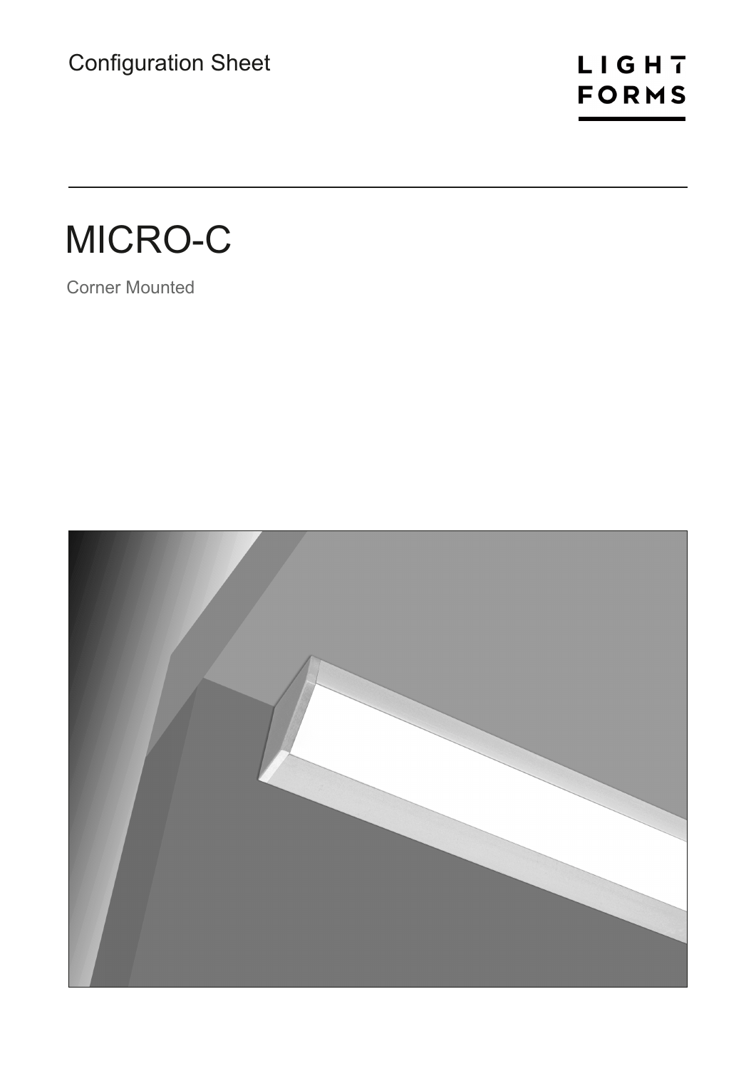Configuration Sheet

LIGHT FORMS

# MICRO-C

Corner Mounted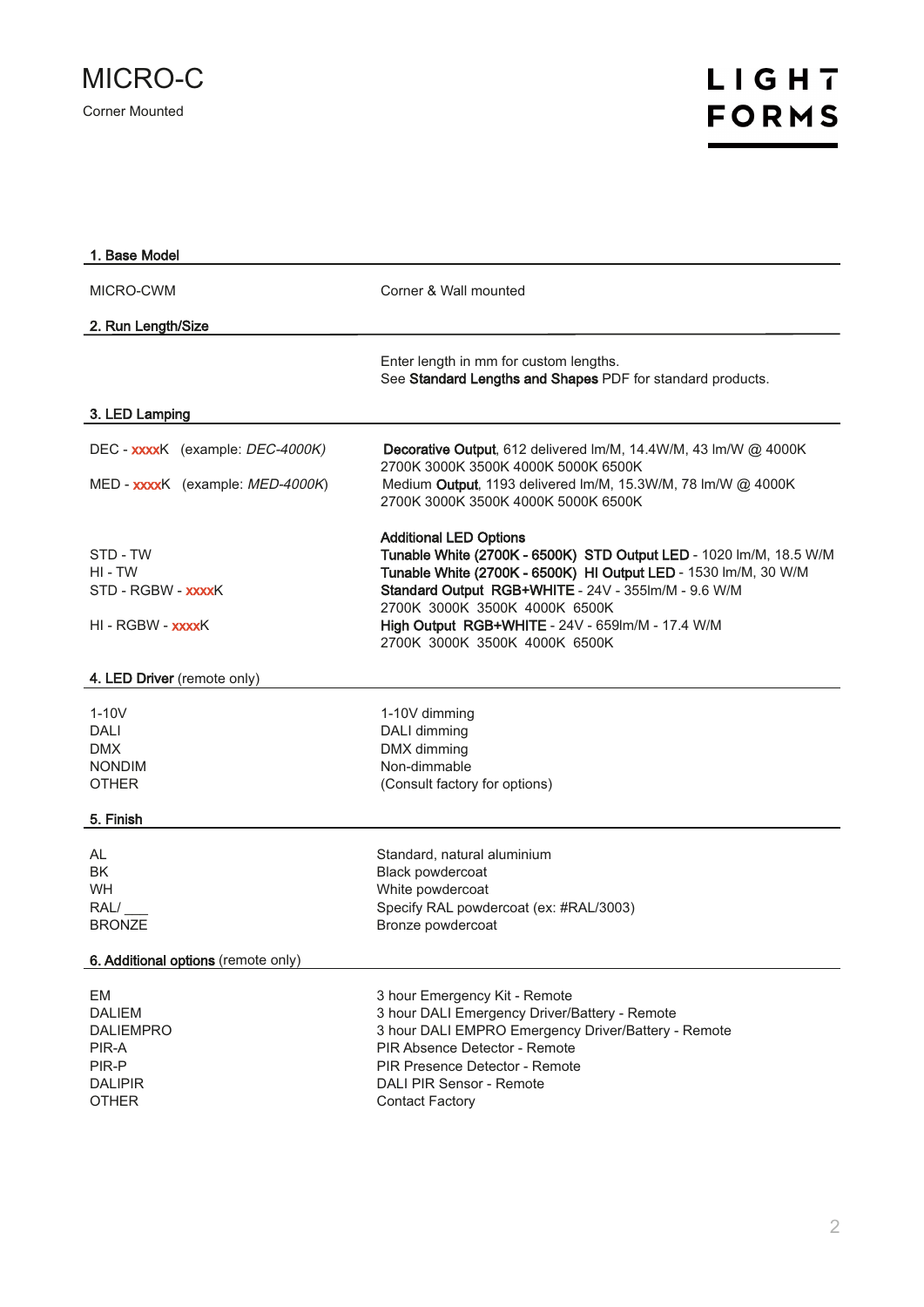# MICRO-C

Corner Mounted

**LIGHT FORMS**

**1. Base Model**

| | |
|---|---|
| MICRO-CWM | Corner & Wall mounted |

**2. Run Length/Size**

| | |
|---|---|
| | Enter length in mm for custom lengths.<br>See **Standard Lengths and Shapes** PDF for standard products. |

**3. LED Lamping**

| | |
|---|---|
| DEC - xxxxK (example: *DEC-4000K)* | **Decorative Output**, 612 delivered lm/M, 14.4W/M, 43 lm/W @ 4000K<br>2700K 3000K 3500K 4000K 5000K 6500K |
| MED - xxxxK (example: *MED-4000K*) | Medium **Output**, 1193 delivered lm/M, 15.3W/M, 78 lm/W @ 4000K<br>2700K 3000K 3500K 4000K 5000K 6500K |
| | **Additional LED Options** |
| STD - TW | **Tunable White (2700K - 6500K) STD Output LED** - 1020 lm/M, 18.5 W/M |
| HI - TW | **Tunable White (2700K - 6500K) HI Output LED** - 1530 lm/M, 30 W/M |
| STD - RGBW - xxxxK | **Standard Output RGB+WHITE** - 24V - 355lm/M - 9.6 W/M<br>2700K 3000K 3500K 4000K 6500K |
| HI - RGBW - xxxxK | **High Output RGB+WHITE** - 24V - 659lm/M - 17.4 W/M<br>2700K 3000K 3500K 4000K 6500K |

**4. LED Driver** (remote only)

| | |
|---|---|
| 1-10V | 1-10V dimming |
| DALI | DALI dimming |
| DMX | DMX dimming |
| NONDIM | Non-dimmable |
| OTHER | (Consult factory for options) |

**5. Finish**

| | |
|---|---|
| AL | Standard, natural aluminium |
| BK | Black powdercoat |
| WH | White powdercoat |
| RAL/ ___ | Specify RAL powdercoat (ex: #RAL/3003) |
| BRONZE | Bronze powdercoat |

**6. Additional options** (remote only)

| | |
|---|---|
| EM | 3 hour Emergency Kit - Remote |
| DALIEM | 3 hour DALI Emergency Driver/Battery - Remote |
| DALIEMPRO | 3 hour DALI EMPRO Emergency Driver/Battery - Remote |
| PIR-A | PIR Absence Detector - Remote |
| PIR-P | PIR Presence Detector - Remote |
| DALIPIR | DALI PIR Sensor - Remote |
| OTHER | Contact Factory |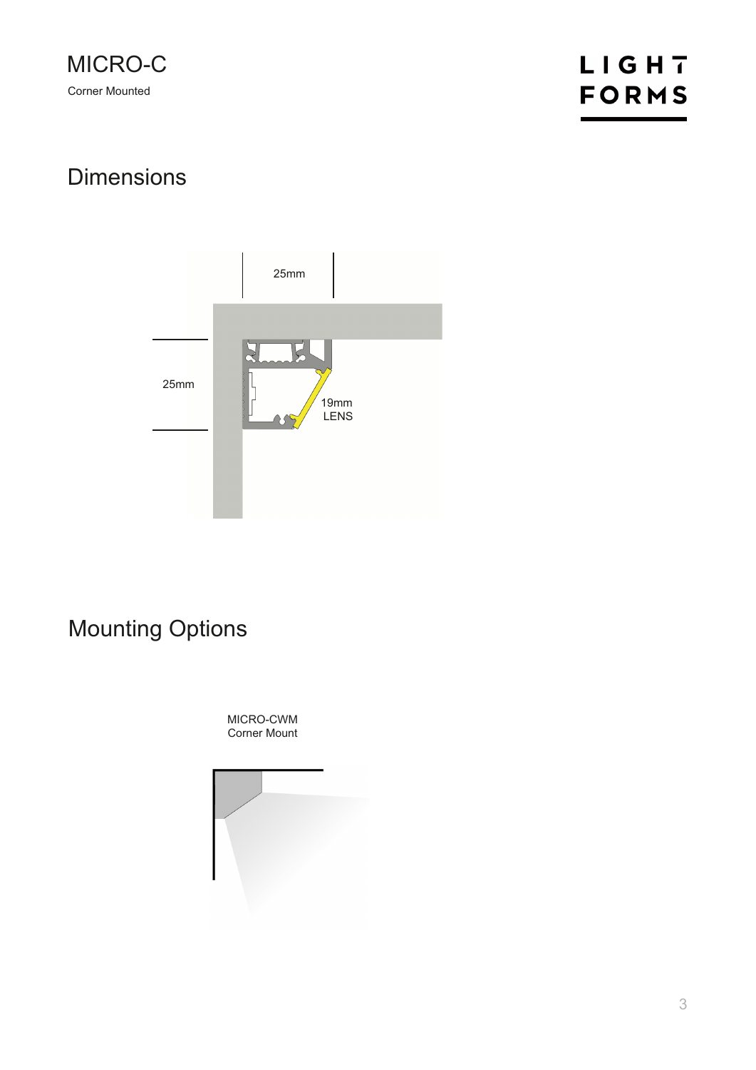# MICRO-C

Corner Mounted

## Dimensions

25mm

25mm

19mm
LENS

## Mounting Options

MICRO-CWM
Corner Mount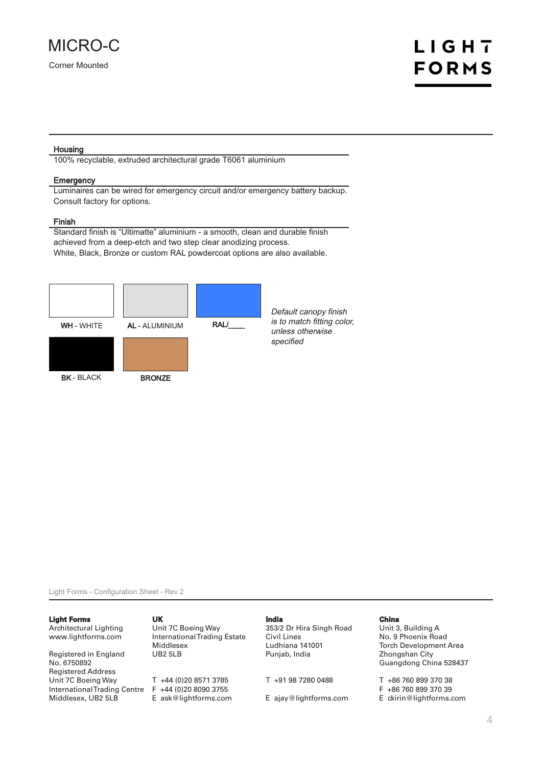# MICRO-C

Corner Mounted

LIGHT FORMS

### Housing

100% recyclable, extruded architectural grade T6061 aluminium

### Emergency

Luminaires can be wired for emergency circuit and/or emergency battery backup. Consult factory for options.

### Finish

Standard finish is "Ultimatte" aluminium - a smooth, clean and durable finish achieved from a deep-etch and two step clear anodizing process.
White, Black, Bronze or custom RAL powdercoat options are also available.

**WH** - WHITE

**AL** - ALUMINIUM

**RAL/____**

**BK** - BLACK

**BRONZE**

*Default canopy finish is to match fitting color, unless otherwise specified*

Light Forms - Configuration Sheet - Rev 2

**Light Forms**
Architectural Lighting
www.lightforms.com

Registered in England
No. 6750892
Registered Address
Unit 7C Boeing Way
International Trading Centre
Middlesex, UB2 5LB

**UK**
Unit 7C Boeing Way
International Trading Estate
Middlesex
UB2 5LB

T +44 (0)20 8571 3785
F +44 (0)20 8090 3755
E ask@lightforms.com

**India**
353/2 Dr Hira Singh Road
Civil Lines
Ludhiana 141001
Punjab, India

T +91 98 7280 0488

E ajay@lightforms.com

**China**
Unit 3, Building A
No. 9 Phoenix Road
Torch Development Area
Zhongshan City
Guangdong China 528437

T +86 760 899 370 38
F +86 760 899 370 39
E ckirin@lightforms.com